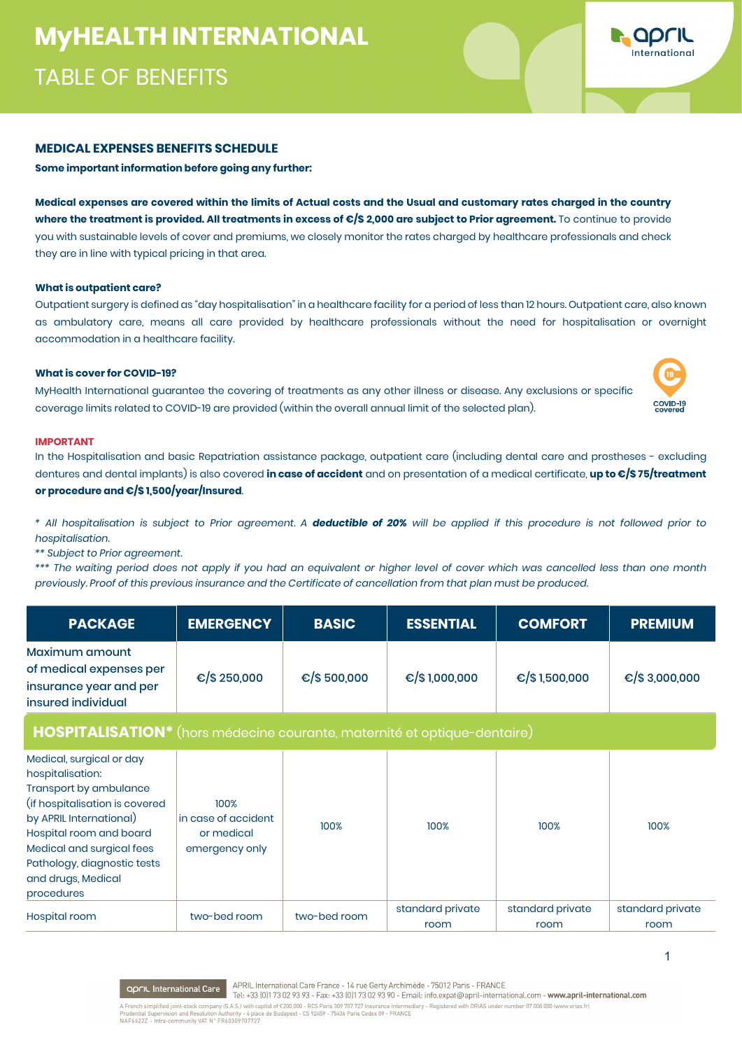# MyHEALTH INTERNATIONAL

## TABLE OF BENEFITS

### MEDICAL EXPENSES BENEFITS SCHEDULE

**Some important information before going any further:**

**Medical expenses are covered within the limits of Actual costs and the Usual and customary rates charged in the country where the treatment is provided. All treatments in excess of €/$ 2,000 are subject to Prior agreement.** To continue to provide you with sustainable levels of cover and premiums, we closely monitor the rates charged by healthcare professionals and check they are in line with typical pricing in that area.

**What is outpatient care?**

Outpatient surgery is defined as "day hospitalisation" in a healthcare facility for a period of less than 12 hours. Outpatient care, also known as ambulatory care, means all care provided by healthcare professionals without the need for hospitalisation or overnight accommodation in a healthcare facility.

**What is cover for COVID-19?**

MyHealth International guarantee the covering of treatments as any other illness or disease. Any exclusions or specific coverage limits related to COVID-19 are provided (within the overall annual limit of the selected plan).

COVID-19 covered

**IMPORTANT**

In the Hospitalisation and basic Repatriation assistance package, outpatient care (including dental care and prostheses - excluding dentures and dental implants) is also covered **in case of accident** and on presentation of a medical certificate, **up to €/$ 75/treatment or procedure and €/$ 1,500/year/Insured**.

*\* All hospitalisation is subject to Prior agreement. A **deductible of 20%** will be applied if this procedure is not followed prior to hospitalisation.*

*\*\* Subject to Prior agreement.*

*\*\*\* The waiting period does not apply if you had an equivalent or higher level of cover which was cancelled less than one month previously. Proof of this previous insurance and the Certificate of cancellation from that plan must be produced.*

| PACKAGE | EMERGENCY | BASIC | ESSENTIAL | COMFORT | PREMIUM |
|---|---|---|---|---|---|
| Maximum amount of medical expenses per insurance year and per insured individual | €/$ 250,000 | €/$ 500,000 | €/$ 1,000,000 | €/$ 1,500,000 | €/$ 3,000,000 |
| **HOSPITALISATION*** (hors médecine courante, maternité et optique-dentaire) | | | | | |
| Medical, surgical or day hospitalisation: Transport by ambulance (if hospitalisation is covered by APRIL International) Hospital room and board Medical and surgical fees Pathology, diagnostic tests and drugs, Medical procedures | 100% in case of accident or medical emergency only | 100% | 100% | 100% | 100% |
| Hospital room | two-bed room | two-bed room | standard private room | standard private room | standard private room |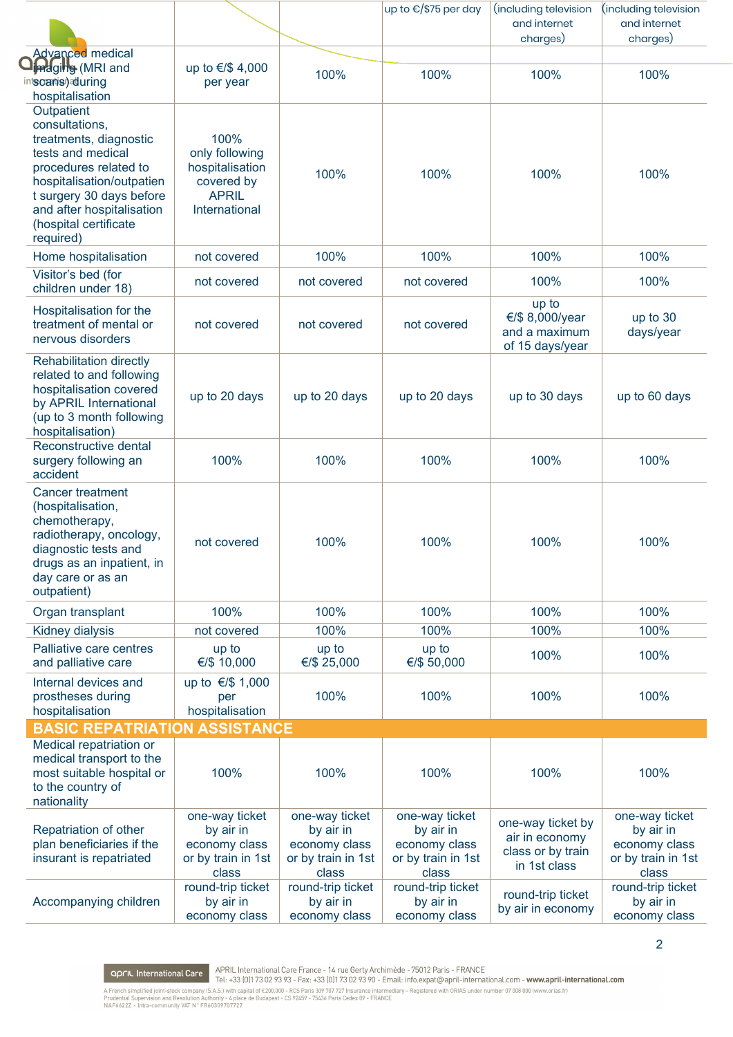| | | | | | |
|---|---|---|---|---|---|
| | | | up to €/$75 per day | (including television and internet charges) | (including television and internet charges) |
| Advanced medical imaging (MRI and scans) during hospitalisation | up to €/$ 4,000 per year | 100% | 100% | 100% | 100% |
| Outpatient consultations, treatments, diagnostic tests and medical procedures related to hospitalisation/outpatient surgery 30 days before and after hospitalisation (hospital certificate required) | 100% only following hospitalisation covered by APRIL International | 100% | 100% | 100% | 100% |
| Home hospitalisation | not covered | 100% | 100% | 100% | 100% |
| Visitor's bed (for children under 18) | not covered | not covered | not covered | 100% | 100% |
| Hospitalisation for the treatment of mental or nervous disorders | not covered | not covered | not covered | up to €/$ 8,000/year and a maximum of 15 days/year | up to 30 days/year |
| Rehabilitation directly related to and following hospitalisation covered by APRIL International (up to 3 month following hospitalisation) | up to 20 days | up to 20 days | up to 20 days | up to 30 days | up to 60 days |
| Reconstructive dental surgery following an accident | 100% | 100% | 100% | 100% | 100% |
| Cancer treatment (hospitalisation, chemotherapy, radiotherapy, oncology, diagnostic tests and drugs as an inpatient, in day care or as an outpatient) | not covered | 100% | 100% | 100% | 100% |
| Organ transplant | 100% | 100% | 100% | 100% | 100% |
| Kidney dialysis | not covered | 100% | 100% | 100% | 100% |
| Palliative care centres and palliative care | up to €/$ 10,000 | up to €/$ 25,000 | up to €/$ 50,000 | 100% | 100% |
| Internal devices and prostheses during hospitalisation | up to €/$ 1,000 per hospitalisation | 100% | 100% | 100% | 100% |
| **BASIC REPATRIATION ASSISTANCE** | | | | | |
| Medical repatriation or medical transport to the most suitable hospital or to the country of nationality | 100% | 100% | 100% | 100% | 100% |
| Repatriation of other plan beneficiaries if the insurant is repatriated | one-way ticket by air in economy class or by train in 1st class | one-way ticket by air in economy class or by train in 1st class | one-way ticket by air in economy class or by train in 1st class | one-way ticket by air in economy class or by train in 1st class | one-way ticket by air in economy class or by train in 1st class |
| Accompanying children | round-trip ticket by air in economy class | round-trip ticket by air in economy class | round-trip ticket by air in economy class | round-trip ticket by air in economy | round-trip ticket by air in economy class |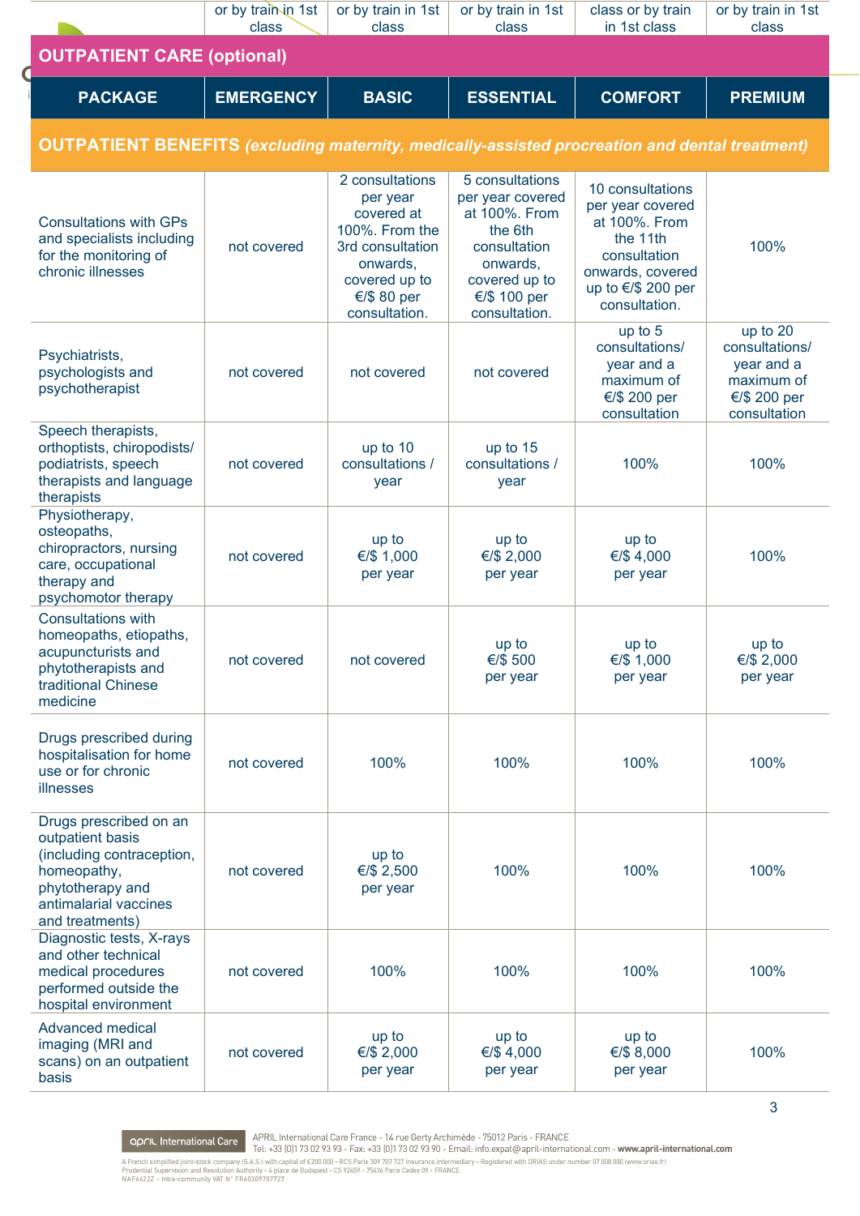| | or by train in 1st class | or by train in 1st class | or by train in 1st class | class or by train in 1st class | or by train in 1st class |
|---|---|---|---|---|---|

## OUTPATIENT CARE (optional)

| PACKAGE | EMERGENCY | BASIC | ESSENTIAL | COMFORT | PREMIUM |
|---|---|---|---|---|---|
| **OUTPATIENT BENEFITS** *(excluding maternity, medically-assisted procreation and dental treatment)* | | | | | |
| Consultations with GPs and specialists including for the monitoring of chronic illnesses | not covered | 2 consultations per year covered at 100%. From the 3rd consultation onwards, covered up to €/$ 80 per consultation. | 5 consultations per year covered at 100%. From the 6th consultation onwards, covered up to €/$ 100 per consultation. | 10 consultations per year covered at 100%. From the 11th consultation onwards, covered up to €/$ 200 per consultation. | 100% |
| Psychiatrists, psychologists and psychotherapist | not covered | not covered | not covered | up to 5 consultations/ year and a maximum of €/$ 200 per consultation | up to 20 consultations/ year and a maximum of €/$ 200 per consultation |
| Speech therapists, orthoptists, chiropodists/ podiatrists, speech therapists and language therapists | not covered | up to 10 consultations / year | up to 15 consultations / year | 100% | 100% |
| Physiotherapy, osteopaths, chiropractors, nursing care, occupational therapy and psychomotor therapy | not covered | up to €/$ 1,000 per year | up to €/$ 2,000 per year | up to €/$ 4,000 per year | 100% |
| Consultations with homeopaths, etiopaths, acupuncturists and phytotherapists and traditional Chinese medicine | not covered | not covered | up to €/$ 500 per year | up to €/$ 1,000 per year | up to €/$ 2,000 per year |
| Drugs prescribed during hospitalisation for home use or for chronic illnesses | not covered | 100% | 100% | 100% | 100% |
| Drugs prescribed on an outpatient basis (including contraception, homeopathy, phytotherapy and antimalarial vaccines and treatments) | not covered | up to €/$ 2,500 per year | 100% | 100% | 100% |
| Diagnostic tests, X-rays and other technical medical procedures performed outside the hospital environment | not covered | 100% | 100% | 100% | 100% |
| Advanced medical imaging (MRI and scans) on an outpatient basis | not covered | up to €/$ 2,000 per year | up to €/$ 4,000 per year | up to €/$ 8,000 per year | 100% |

APRIL International Care France - 14 rue Gerty Archimède - 75012 Paris - FRANCE
Tel: +33 (0)1 73 02 93 93 - Fax: +33 (0)1 73 02 93 90 - Email: info.expat@april-international.com - www.april-international.com

A French simplified joint-stock company (S.A.S.) with capital of €200,000 - RCS Paris 309 707 727 Insurance intermediary - Registered with ORIAS under number 07 008 000 (www.orias.fr)
Prudential Supervision and Resolution Authority - 4 place de Budapest - CS 92459 - 75436 Paris Cedex 09 - FRANCE
NAF6622Z - Intra-community VAT N° FR60309707727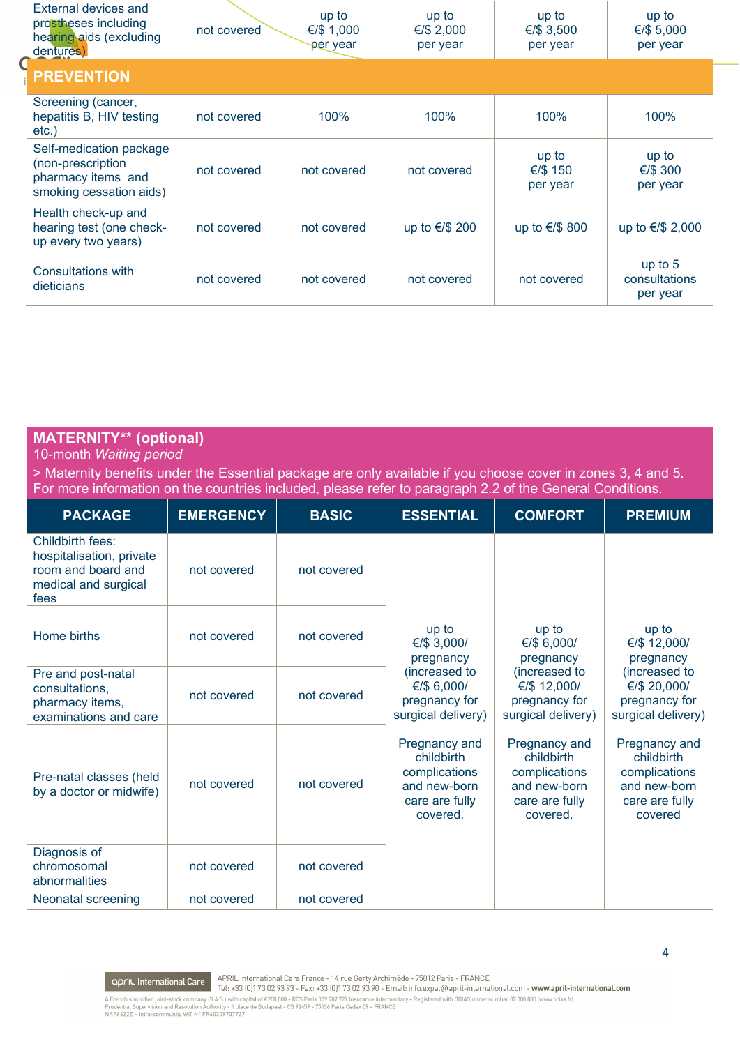| | | | | | |
|---|---|---|---|---|---|
| External devices and prostheses including hearing aids (excluding dentures) | not covered | up to €/$ 1,000 per year | up to €/$ 2,000 per year | up to €/$ 3,500 per year | up to €/$ 5,000 per year |
| **PREVENTION** | | | | | |
| Screening (cancer, hepatitis B, HIV testing etc.) | not covered | 100% | 100% | 100% | 100% |
| Self-medication package (non-prescription pharmacy items and smoking cessation aids) | not covered | not covered | not covered | up to €/$ 150 per year | up to €/$ 300 per year |
| Health check-up and hearing test (one check-up every two years) | not covered | not covered | up to €/$ 200 | up to €/$ 800 | up to €/$ 2,000 |
| Consultations with dieticians | not covered | not covered | not covered | not covered | up to 5 consultations per year |

## MATERNITY** (optional)

10-month *Waiting period*

> Maternity benefits under the Essential package are only available if you choose cover in zones 3, 4 and 5. For more information on the countries included, please refer to paragraph 2.2 of the General Conditions.

| PACKAGE | EMERGENCY | BASIC | ESSENTIAL | COMFORT | PREMIUM |
|---|---|---|---|---|---|
| Childbirth fees: hospitalisation, private room and board and medical and surgical fees | not covered | not covered | up to €/$ 3,000/ pregnancy (increased to €/$ 6,000/ pregnancy for surgical delivery)<br><br>Pregnancy and childbirth complications and new-born care are fully covered. | up to €/$ 6,000/ pregnancy (increased to €/$ 12,000/ pregnancy for surgical delivery)<br><br>Pregnancy and childbirth complications and new-born care are fully covered. | up to €/$ 12,000/ pregnancy (increased to €/$ 20,000/ pregnancy for surgical delivery)<br><br>Pregnancy and childbirth complications and new-born care are fully covered |
| Home births | not covered | not covered | | | |
| Pre and post-natal consultations, pharmacy items, examinations and care | not covered | not covered | | | |
| Pre-natal classes (held by a doctor or midwife) | not covered | not covered | | | |
| Diagnosis of chromosomal abnormalities | not covered | not covered | | | |
| Neonatal screening | not covered | not covered | | | |

APRIL International Care France - 14 rue Gerty Archimède - 75012 Paris - FRANCE
Tel: +33 (0)1 73 02 93 93 - Fax: +33 (0)1 73 02 93 90 - Email: info.expat@april-international.com - www.april-international.com
A French simplified joint-stock company (S.A.S.) with capital of €200,000 - RCS Paris 309 707 727 Insurance intermediary - Registered with ORIAS under number 07 008 000 (www.orias.fr)
Prudential Supervision and Resolution Authority - 4 place de Budapest - CS 92459 - 75436 Paris Cedex 09 - FRANCE
NAF6622Z - Intra-community VAT N° FR60309707727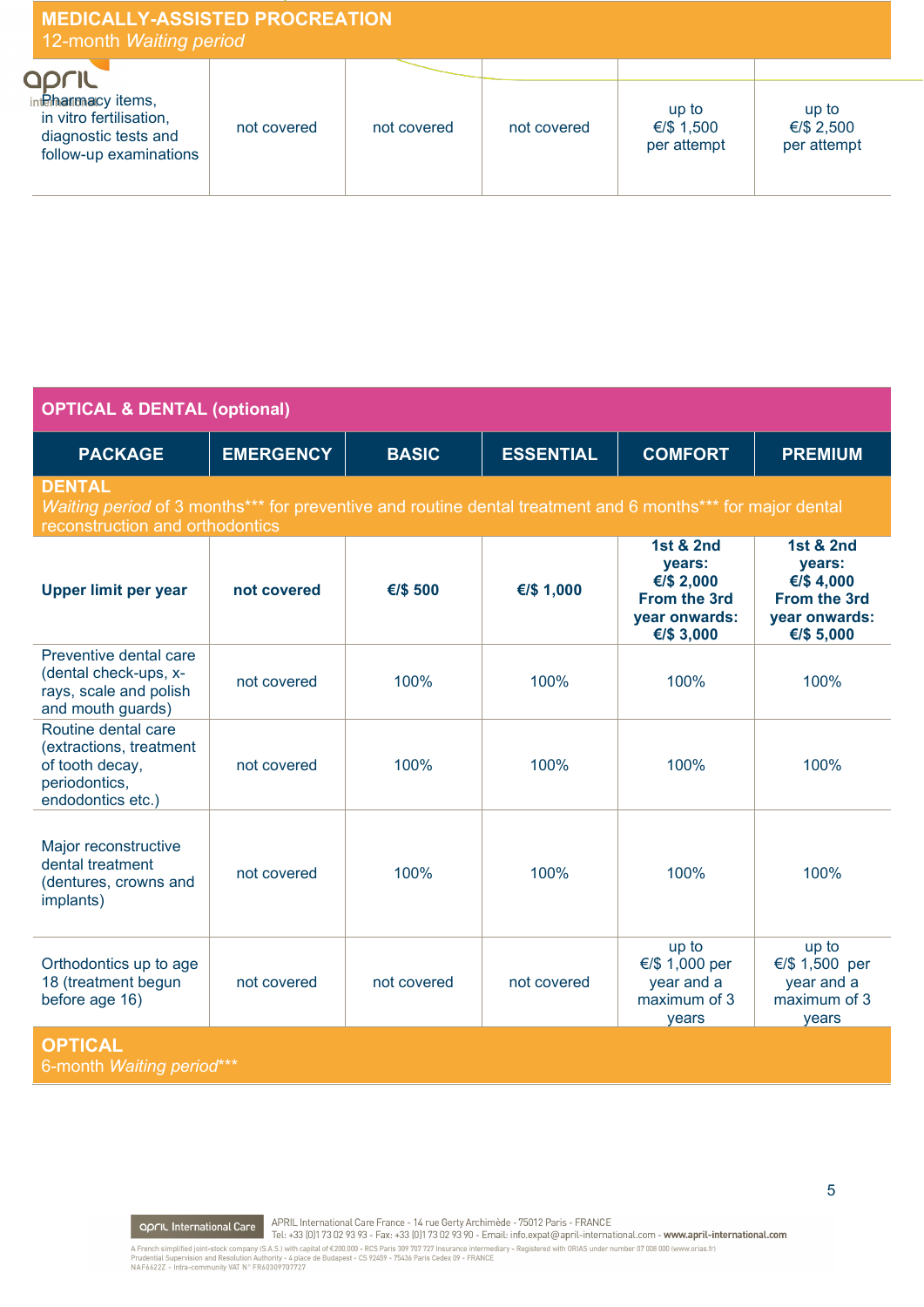## MEDICALLY-ASSISTED PROCREATION

12-month *Waiting period*

| | | | | | |
|---|---|---|---|---|---|
| Pharmacy items, in vitro fertilisation, diagnostic tests and follow-up examinations | not covered | not covered | not covered | up to €/$ 1,500 per attempt | up to €/$ 2,500 per attempt |

## OPTICAL & DENTAL (optional)

| PACKAGE | EMERGENCY | BASIC | ESSENTIAL | COMFORT | PREMIUM |
|---|---|---|---|---|---|
| **DENTAL** *Waiting period* of 3 months*** for preventive and routine dental treatment and 6 months*** for major dental reconstruction and orthodontics | | | | | |
| **Upper limit per year** | **not covered** | **€/$ 500** | **€/$ 1,000** | **1st & 2nd years: €/$ 2,000 From the 3rd year onwards: €/$ 3,000** | **1st & 2nd years: €/$ 4,000 From the 3rd year onwards: €/$ 5,000** |
| Preventive dental care (dental check-ups, x-rays, scale and polish and mouth guards) | not covered | 100% | 100% | 100% | 100% |
| Routine dental care (extractions, treatment of tooth decay, periodontics, endodontics etc.) | not covered | 100% | 100% | 100% | 100% |
| Major reconstructive dental treatment (dentures, crowns and implants) | not covered | 100% | 100% | 100% | 100% |
| Orthodontics up to age 18 (treatment begun before age 16) | not covered | not covered | not covered | up to €/$ 1,000 per year and a maximum of 3 years | up to €/$ 1,500 per year and a maximum of 3 years |
| **OPTICAL** 6-month *Waiting period**** | | | | | |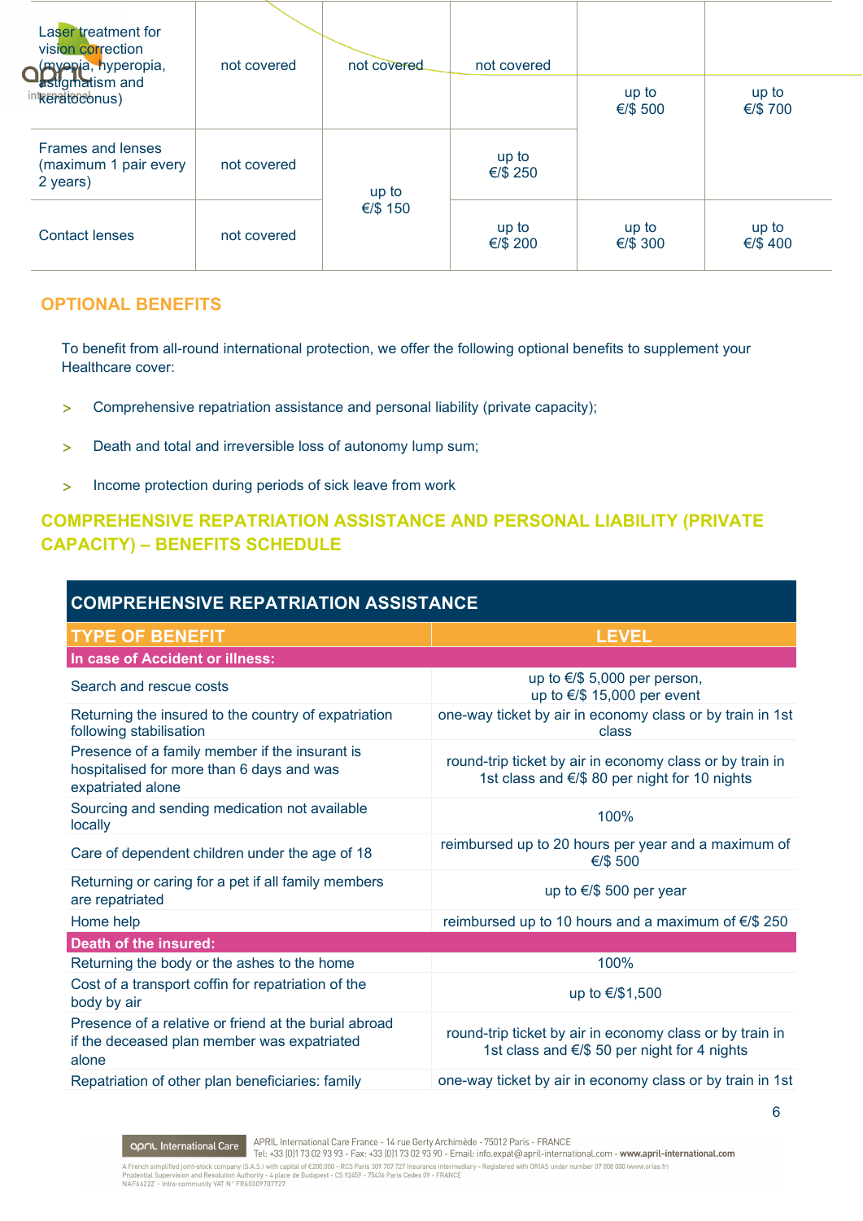| | | | | | |
|---|---|---|---|---|---|
| Laser treatment for vision correction (myopia, hyperopia, astigmatism and keratoconus) | not covered | not covered | not covered | up to €/$ 500 | up to €/$ 700 |
| Frames and lenses (maximum 1 pair every 2 years) | not covered | up to €/$ 150 | up to €/$ 250 | | |
| Contact lenses | not covered | | up to €/$ 200 | up to €/$ 300 | up to €/$ 400 |

## OPTIONAL BENEFITS

To benefit from all-round international protection, we offer the following optional benefits to supplement your Healthcare cover:

- Comprehensive repatriation assistance and personal liability (private capacity);
- Death and total and irreversible loss of autonomy lump sum;
- Income protection during periods of sick leave from work

## COMPREHENSIVE REPATRIATION ASSISTANCE AND PERSONAL LIABILITY (PRIVATE CAPACITY) – BENEFITS SCHEDULE

| COMPREHENSIVE REPATRIATION ASSISTANCE | |
|---|---|
| **TYPE OF BENEFIT** | **LEVEL** |
| **In case of Accident or illness:** | |
| Search and rescue costs | up to €/$ 5,000 per person, up to €/$ 15,000 per event |
| Returning the insured to the country of expatriation following stabilisation | one-way ticket by air in economy class or by train in 1st class |
| Presence of a family member if the insurant is hospitalised for more than 6 days and was expatriated alone | round-trip ticket by air in economy class or by train in 1st class and €/$ 80 per night for 10 nights |
| Sourcing and sending medication not available locally | 100% |
| Care of dependent children under the age of 18 | reimbursed up to 20 hours per year and a maximum of €/$ 500 |
| Returning or caring for a pet if all family members are repatriated | up to €/$ 500 per year |
| Home help | reimbursed up to 10 hours and a maximum of €/$ 250 |
| **Death of the insured:** | |
| Returning the body or the ashes to the home | 100% |
| Cost of a transport coffin for repatriation of the body by air | up to €/$1,500 |
| Presence of a relative or friend at the burial abroad if the deceased plan member was expatriated alone | round-trip ticket by air in economy class or by train in 1st class and €/$ 50 per night for 4 nights |
| Repatriation of other plan beneficiaries: family | one-way ticket by air in economy class or by train in 1st |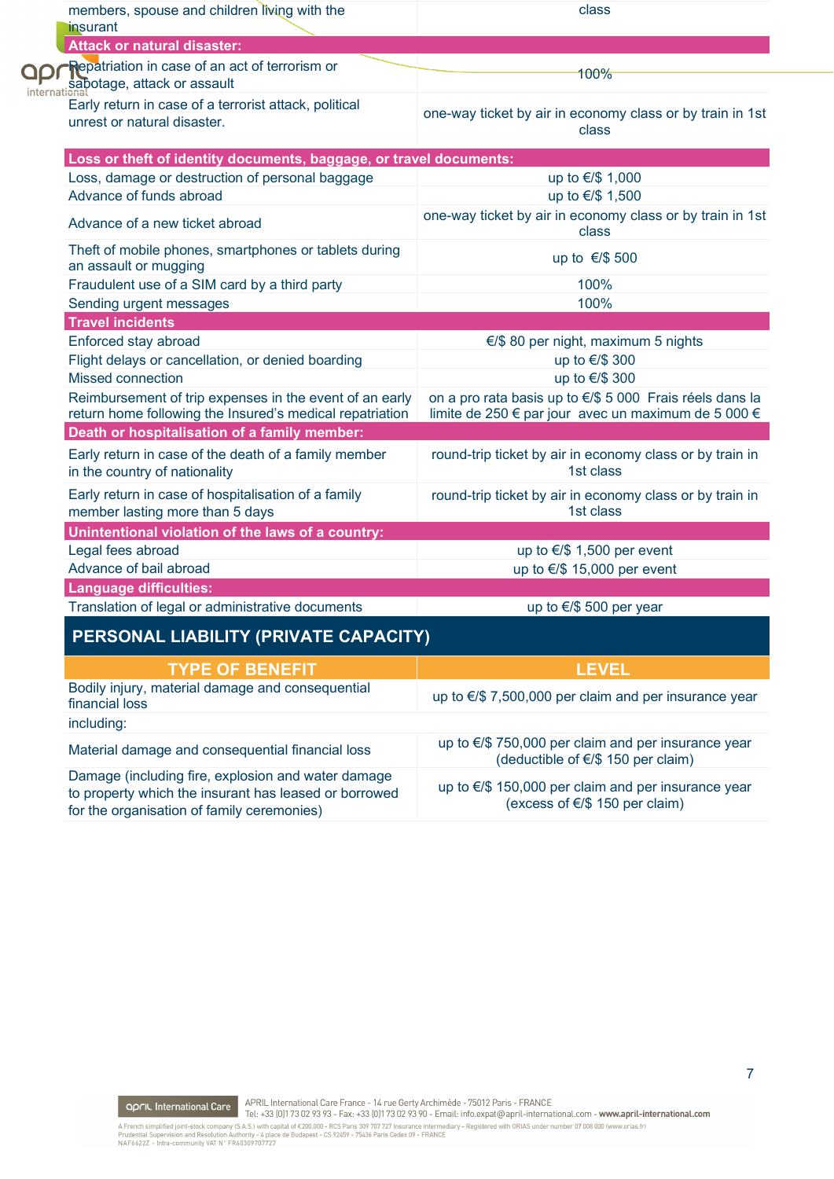| | |
|---|---|
| members, spouse and children living with the insurant | class |
| **Attack or natural disaster:** | |
| Repatriation in case of an act of terrorism or sabotage, attack or assault | 100% |
| Early return in case of a terrorist attack, political unrest or natural disaster. | one-way ticket by air in economy class or by train in 1st class |
| **Loss or theft of identity documents, baggage, or travel documents:** | |
| Loss, damage or destruction of personal baggage | up to €/$ 1,000 |
| Advance of funds abroad | up to €/$ 1,500 |
| Advance of a new ticket abroad | one-way ticket by air in economy class or by train in 1st class |
| Theft of mobile phones, smartphones or tablets during an assault or mugging | up to €/$ 500 |
| Fraudulent use of a SIM card by a third party | 100% |
| Sending urgent messages | 100% |
| **Travel incidents** | |
| Enforced stay abroad | €/$ 80 per night, maximum 5 nights |
| Flight delays or cancellation, or denied boarding | up to €/$ 300 |
| Missed connection | up to €/$ 300 |
| Reimbursement of trip expenses in the event of an early return home following the Insured's medical repatriation | on a pro rata basis up to €/$ 5 000 Frais réels dans la limite de 250 € par jour avec un maximum de 5 000 € |
| **Death or hospitalisation of a family member:** | |
| Early return in case of the death of a family member in the country of nationality | round-trip ticket by air in economy class or by train in 1st class |
| Early return in case of hospitalisation of a family member lasting more than 5 days | round-trip ticket by air in economy class or by train in 1st class |
| **Unintentional violation of the laws of a country:** | |
| Legal fees abroad | up to €/$ 1,500 per event |
| Advance of bail abroad | up to €/$ 15,000 per event |
| **Language difficulties:** | |
| Translation of legal or administrative documents | up to €/$ 500 per year |

## PERSONAL LIABILITY (PRIVATE CAPACITY)

| TYPE OF BENEFIT | LEVEL |
|---|---|
| Bodily injury, material damage and consequential financial loss | up to €/$ 7,500,000 per claim and per insurance year |
| including: | |
| Material damage and consequential financial loss | up to €/$ 750,000 per claim and per insurance year (deductible of €/$ 150 per claim) |
| Damage (including fire, explosion and water damage to property which the insurant has leased or borrowed for the organisation of family ceremonies) | up to €/$ 150,000 per claim and per insurance year (excess of €/$ 150 per claim) |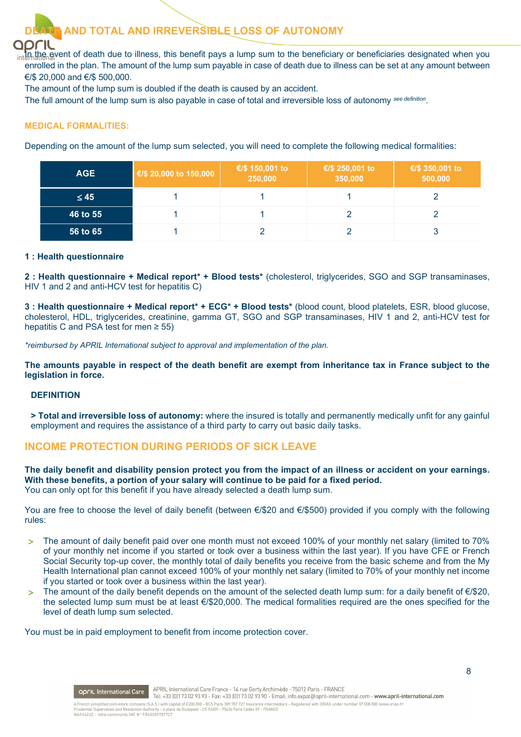## DEATH AND TOTAL AND IRREVERSIBLE LOSS OF AUTONOMY

In the event of death due to illness, this benefit pays a lump sum to the beneficiary or beneficiaries designated when you enrolled in the plan. The amount of the lump sum payable in case of death due to illness can be set at any amount between €/$ 20,000 and €/$ 500,000.
The amount of the lump sum is doubled if the death is caused by an accident.
The full amount of the lump sum is also payable in case of total and irreversible loss of autonomy *see definition*.

### MEDICAL FORMALITIES:

Depending on the amount of the lump sum selected, you will need to complete the following medical formalities:

| AGE | €/$ 20,000 to 150,000 | €/$ 150,001 to 250,000 | €/$ 250,001 to 350,000 | €/$ 350,001 to 500,000 |
|---|---|---|---|---|
| ≤ 45 | 1 | 1 | 1 | 2 |
| 46 to 55 | 1 | 1 | 2 | 2 |
| 56 to 65 | 1 | 2 | 2 | 3 |

**1 : Health questionnaire**

**2 : Health questionnaire + Medical report* + Blood tests*** (cholesterol, triglycerides, SGO and SGP transaminases, HIV 1 and 2 and anti-HCV test for hepatitis C)

**3 : Health questionnaire + Medical report* + ECG* + Blood tests*** (blood count, blood platelets, ESR, blood glucose, cholesterol, HDL, triglycerides, creatinine, gamma GT, SGO and SGP transaminases, HIV 1 and 2, anti-HCV test for hepatitis C and PSA test for men ≥ 55)

*\*reimbursed by APRIL International subject to approval and implementation of the plan.*

**The amounts payable in respect of the death benefit are exempt from inheritance tax in France subject to the legislation in force.**

### DEFINITION

> **Total and irreversible loss of autonomy:** where the insured is totally and permanently medically unfit for any gainful employment and requires the assistance of a third party to carry out basic daily tasks.

## INCOME PROTECTION DURING PERIODS OF SICK LEAVE

**The daily benefit and disability pension protect you from the impact of an illness or accident on your earnings. With these benefits, a portion of your salary will continue to be paid for a fixed period.**
You can only opt for this benefit if you have already selected a death lump sum.

You are free to choose the level of daily benefit (between €/$20 and €/$500) provided if you comply with the following rules:

- The amount of daily benefit paid over one month must not exceed 100% of your monthly net salary (limited to 70% of your monthly net income if you started or took over a business within the last year). If you have CFE or French Social Security top-up cover, the monthly total of daily benefits you receive from the basic scheme and from the My Health International plan cannot exceed 100% of your monthly net salary (limited to 70% of your monthly net income if you started or took over a business within the last year).
- The amount of the daily benefit depends on the amount of the selected death lump sum: for a daily benefit of €/$20, the selected lump sum must be at least €/$20,000. The medical formalities required are the ones specified for the level of death lump sum selected.

You must be in paid employment to benefit from income protection cover.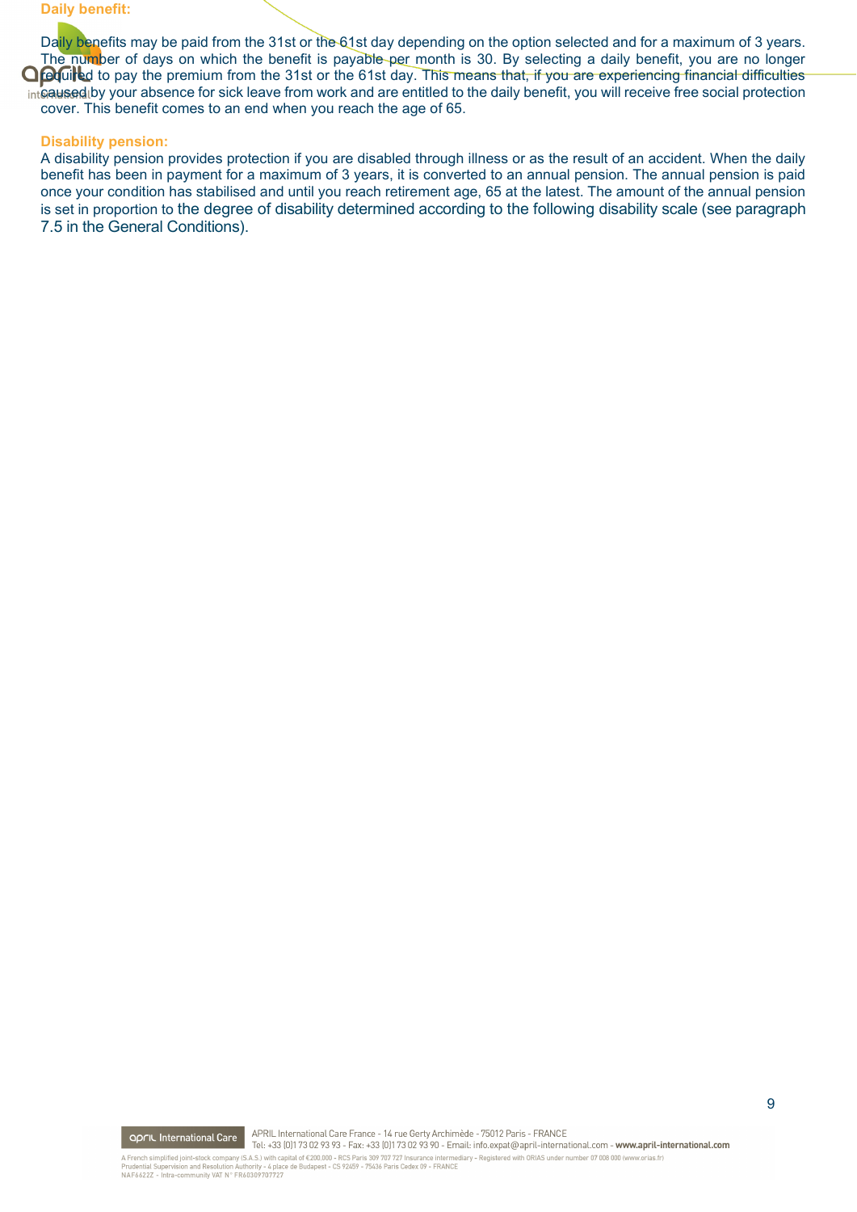### Daily benefit:

Daily benefits may be paid from the 31st or the 61st day depending on the option selected and for a maximum of 3 years. The number of days on which the benefit is payable per month is 30. By selecting a daily benefit, you are no longer required to pay the premium from the 31st or the 61st day. This means that, if you are experiencing financial difficulties caused by your absence for sick leave from work and are entitled to the daily benefit, you will receive free social protection cover. This benefit comes to an end when you reach the age of 65.

### Disability pension:

A disability pension provides protection if you are disabled through illness or as the result of an accident. When the daily benefit has been in payment for a maximum of 3 years, it is converted to an annual pension. The annual pension is paid once your condition has stabilised and until you reach retirement age, 65 at the latest. The amount of the annual pension is set in proportion to the degree of disability determined according to the following disability scale (see paragraph 7.5 in the General Conditions).